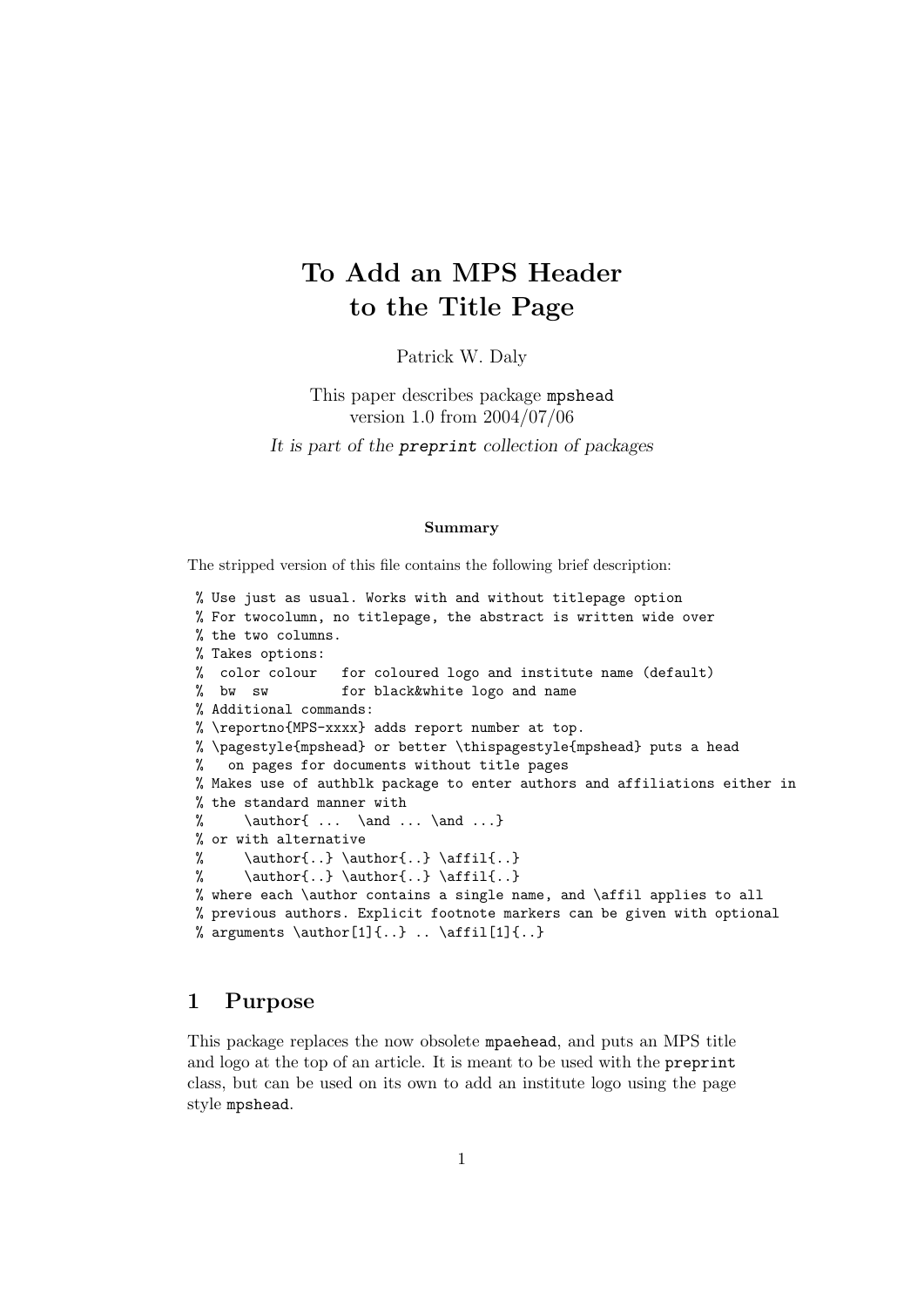# To Add an MPS Header to the Title Page

Patrick W. Daly

This paper describes package `mpshead`
version 1.0 from 2004/07/06

*It is part of the `preprint` collection of packages*

**Summary**

The stripped version of this file contains the following brief description:

```
% Use just as usual. Works with and without titlepage option
% For twocolumn, no titlepage, the abstract is written wide over
% the two columns.
% Takes options:
%  color colour   for coloured logo and institute name (default)
%  bw  sw         for black&white logo and name
% Additional commands:
% \reportno{MPS-xxxx} adds report number at top.
% \pagestyle{mpshead} or better \thispagestyle{mpshead} puts a head
%   on pages for documents without title pages
% Makes use of authblk package to enter authors and affiliations either in
% the standard manner with
%     \author{ ...  \and ... \and ...}
% or with alternative
%     \author{..} \author{..} \affil{..}
%     \author{..} \author{..} \affil{..}
% where each \author contains a single name, and \affil applies to all
% previous authors. Explicit footnote markers can be given with optional
% arguments \author[1]{..} .. \affil[1]{..}
```

## 1 Purpose

This package replaces the now obsolete `mpaehead`, and puts an MPS title and logo at the top of an article. It is meant to be used with the `preprint` class, but can be used on its own to add an institute logo using the page style `mpshead`.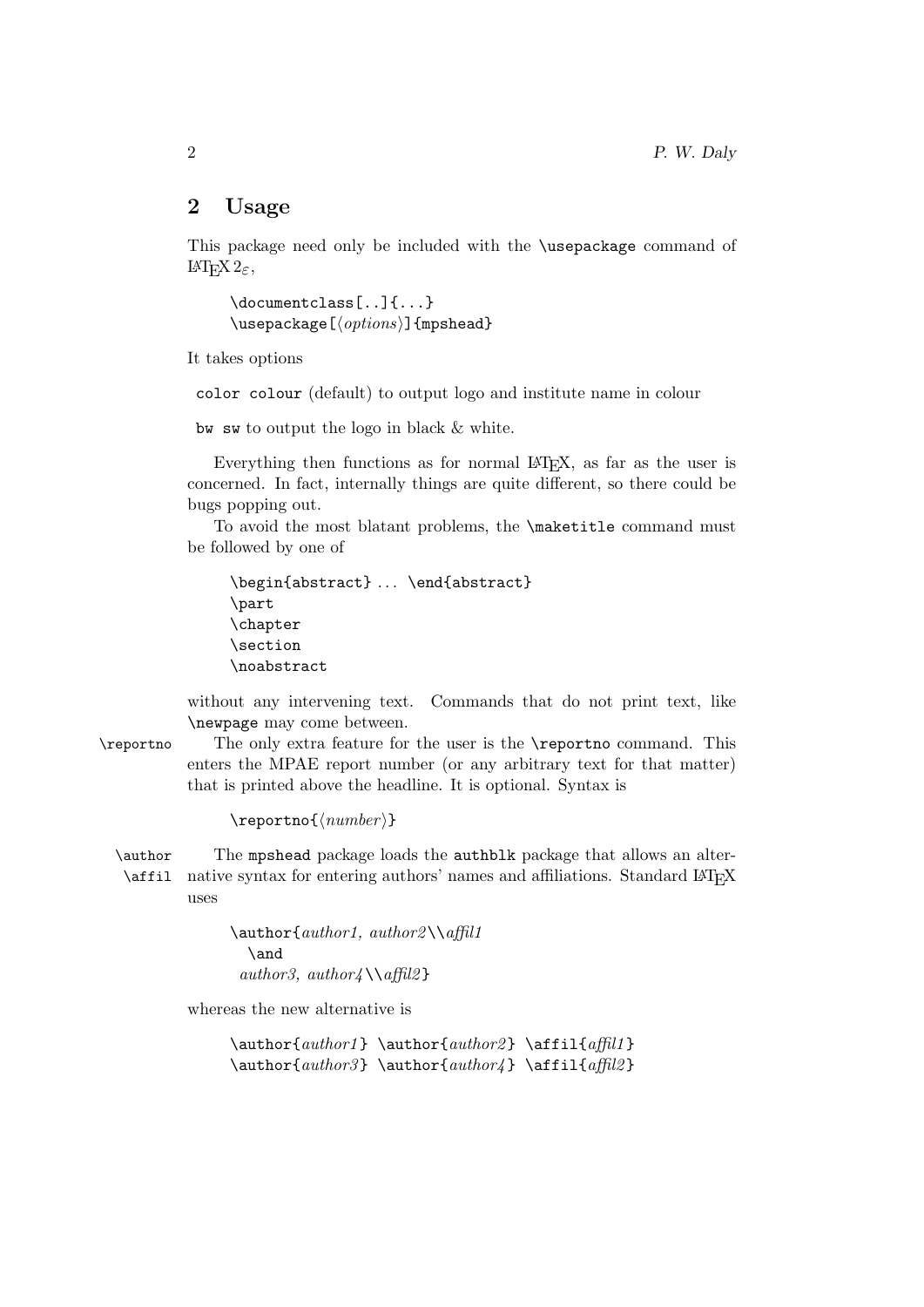## 2 Usage

This package need only be included with the `\usepackage` command of LaTeX 2ε,

```
\documentclass[..]{...}
\usepackage[⟨options⟩]{mpshead}
```

It takes options

`color colour` (default) to output logo and institute name in colour

`bw sw` to output the logo in black & white.

Everything then functions as for normal LaTeX, as far as the user is concerned. In fact, internally things are quite different, so there could be bugs popping out.

To avoid the most blatant problems, the `\maketitle` command must be followed by one of

```
\begin{abstract} ... \end{abstract}
\part
\chapter
\section
\noabstract
```

without any intervening text. Commands that do not print text, like `\newpage` may come between.

`\reportno` The only extra feature for the user is the `\reportno` command. This enters the MPAE report number (or any arbitrary text for that matter) that is printed above the headline. It is optional. Syntax is

```
\reportno{⟨number⟩}
```

`\author` `\affil` The `mpshead` package loads the `authblk` package that allows an alternative syntax for entering authors' names and affiliations. Standard LaTeX uses

```
\author{author1, author2\\affil1
  \and
 author3, author4\\affil2}
```

whereas the new alternative is

```
\author{author1} \author{author2} \affil{affil1}
\author{author3} \author{author4} \affil{affil2}
```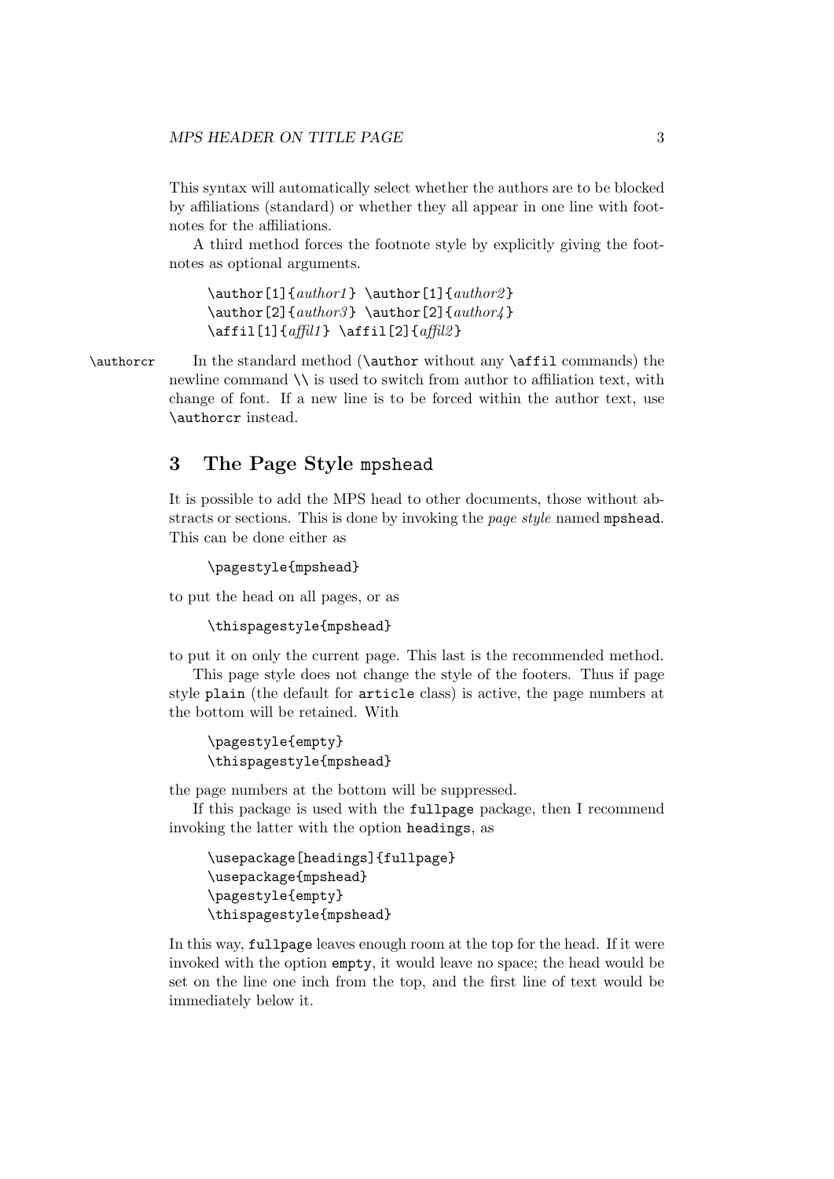This syntax will automatically select whether the authors are to be blocked by affiliations (standard) or whether they all appear in one line with footnotes for the affiliations.

A third method forces the footnote style by explicitly giving the footnotes as optional arguments.

```
\author[1]{author1} \author[1]{author2}
\author[2]{author3} \author[2]{author4}
\affil[1]{affil1} \affil[2]{affil2}
```

\authorcr In the standard method (`\author` without any `\affil` commands) the newline command `\\` is used to switch from author to affiliation text, with change of font. If a new line is to be forced within the author text, use `\authorcr` instead.

## 3 The Page Style `mpshead`

It is possible to add the MPS head to other documents, those without abstracts or sections. This is done by invoking the *page style* named `mpshead`. This can be done either as

```
\pagestyle{mpshead}
```

to put the head on all pages, or as

```
\thispagestyle{mpshead}
```

to put it on only the current page. This last is the recommended method.

This page style does not change the style of the footers. Thus if page style `plain` (the default for `article` class) is active, the page numbers at the bottom will be retained. With

```
\pagestyle{empty}
\thispagestyle{mpshead}
```

the page numbers at the bottom will be suppressed.

If this package is used with the `fullpage` package, then I recommend invoking the latter with the option `headings`, as

```
\usepackage[headings]{fullpage}
\usepackage{mpshead}
\pagestyle{empty}
\thispagestyle{mpshead}
```

In this way, `fullpage` leaves enough room at the top for the head. If it were invoked with the option `empty`, it would leave no space; the head would be set on the line one inch from the top, and the first line of text would be immediately below it.